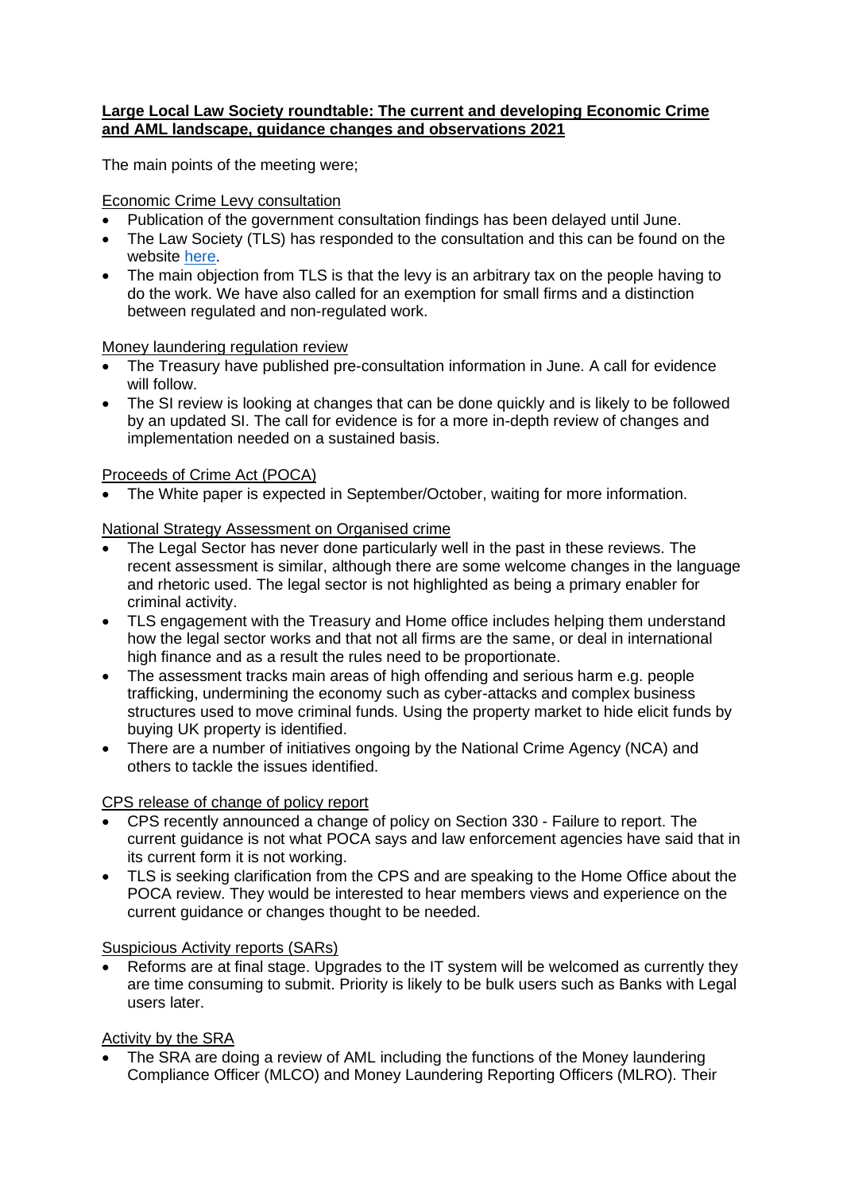**Large Local Law Society roundtable: The current and developing Economic Crime and AML landscape, guidance changes and observations 2021**

The main points of the meeting were;

Economic Crime Levy consultation

- Publication of the government consultation findings has been delayed until June.
- The Law Society (TLS) has responded to the consultation and this can be found on the website [here](#).
- The main objection from TLS is that the levy is an arbitrary tax on the people having to do the work. We have also called for an exemption for small firms and a distinction between regulated and non-regulated work.

Money laundering regulation review

- The Treasury have published pre-consultation information in June. A call for evidence will follow.
- The SI review is looking at changes that can be done quickly and is likely to be followed by an updated SI. The call for evidence is for a more in-depth review of changes and implementation needed on a sustained basis.

Proceeds of Crime Act (POCA)

- The White paper is expected in September/October, waiting for more information.

National Strategy Assessment on Organised crime

- The Legal Sector has never done particularly well in the past in these reviews. The recent assessment is similar, although there are some welcome changes in the language and rhetoric used. The legal sector is not highlighted as being a primary enabler for criminal activity.
- TLS engagement with the Treasury and Home office includes helping them understand how the legal sector works and that not all firms are the same, or deal in international high finance and as a result the rules need to be proportionate.
- The assessment tracks main areas of high offending and serious harm e.g. people trafficking, undermining the economy such as cyber-attacks and complex business structures used to move criminal funds. Using the property market to hide elicit funds by buying UK property is identified.
- There are a number of initiatives ongoing by the National Crime Agency (NCA) and others to tackle the issues identified.

CPS release of change of policy report

- CPS recently announced a change of policy on Section 330 - Failure to report. The current guidance is not what POCA says and law enforcement agencies have said that in its current form it is not working.
- TLS is seeking clarification from the CPS and are speaking to the Home Office about the POCA review. They would be interested to hear members views and experience on the current guidance or changes thought to be needed.

Suspicious Activity reports (SARs)

- Reforms are at final stage. Upgrades to the IT system will be welcomed as currently they are time consuming to submit. Priority is likely to be bulk users such as Banks with Legal users later.

Activity by the SRA

- The SRA are doing a review of AML including the functions of the Money laundering Compliance Officer (MLCO) and Money Laundering Reporting Officers (MLRO). Their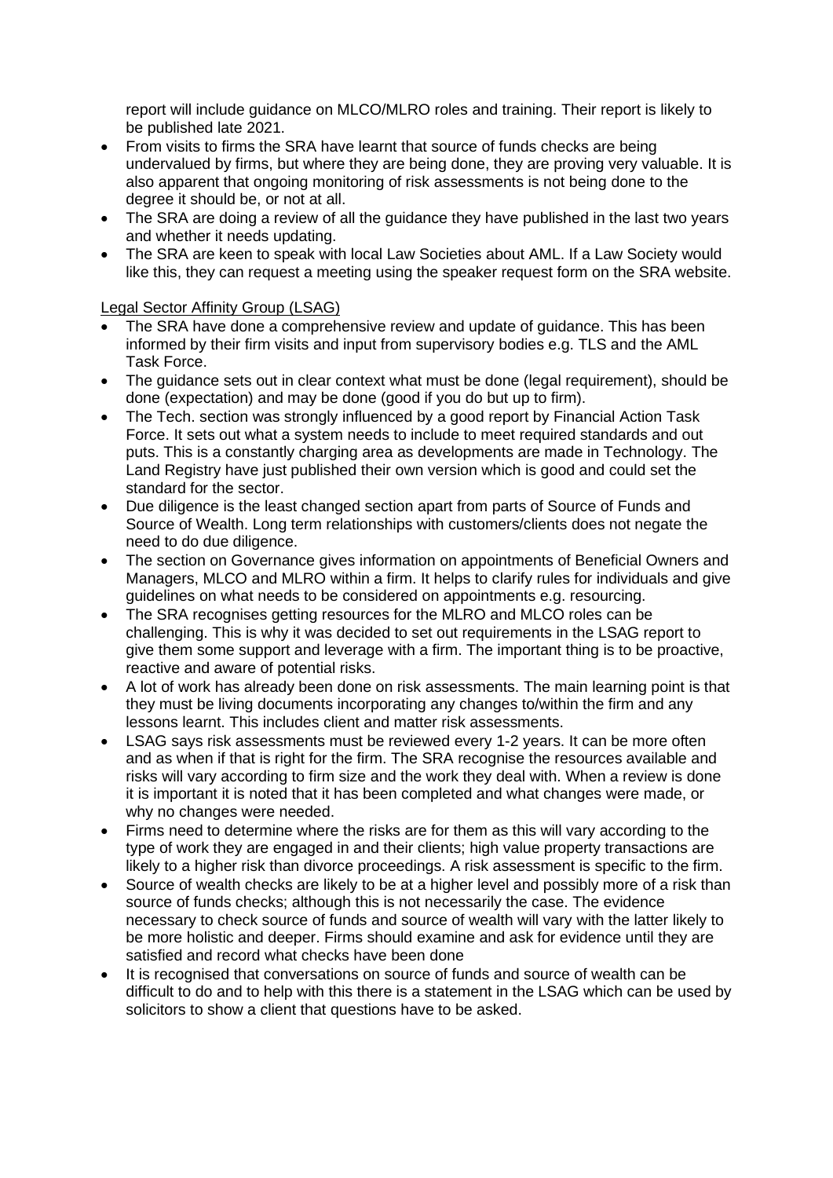report will include guidance on MLCO/MLRO roles and training. Their report is likely to be published late 2021.

- From visits to firms the SRA have learnt that source of funds checks are being undervalued by firms, but where they are being done, they are proving very valuable. It is also apparent that ongoing monitoring of risk assessments is not being done to the degree it should be, or not at all.
- The SRA are doing a review of all the guidance they have published in the last two years and whether it needs updating.
- The SRA are keen to speak with local Law Societies about AML. If a Law Society would like this, they can request a meeting using the speaker request form on the SRA website.

Legal Sector Affinity Group (LSAG)

- The SRA have done a comprehensive review and update of guidance. This has been informed by their firm visits and input from supervisory bodies e.g. TLS and the AML Task Force.
- The guidance sets out in clear context what must be done (legal requirement), should be done (expectation) and may be done (good if you do but up to firm).
- The Tech. section was strongly influenced by a good report by Financial Action Task Force. It sets out what a system needs to include to meet required standards and out puts. This is a constantly charging area as developments are made in Technology. The Land Registry have just published their own version which is good and could set the standard for the sector.
- Due diligence is the least changed section apart from parts of Source of Funds and Source of Wealth. Long term relationships with customers/clients does not negate the need to do due diligence.
- The section on Governance gives information on appointments of Beneficial Owners and Managers, MLCO and MLRO within a firm. It helps to clarify rules for individuals and give guidelines on what needs to be considered on appointments e.g. resourcing.
- The SRA recognises getting resources for the MLRO and MLCO roles can be challenging. This is why it was decided to set out requirements in the LSAG report to give them some support and leverage with a firm. The important thing is to be proactive, reactive and aware of potential risks.
- A lot of work has already been done on risk assessments. The main learning point is that they must be living documents incorporating any changes to/within the firm and any lessons learnt. This includes client and matter risk assessments.
- LSAG says risk assessments must be reviewed every 1-2 years. It can be more often and as when if that is right for the firm. The SRA recognise the resources available and risks will vary according to firm size and the work they deal with. When a review is done it is important it is noted that it has been completed and what changes were made, or why no changes were needed.
- Firms need to determine where the risks are for them as this will vary according to the type of work they are engaged in and their clients; high value property transactions are likely to a higher risk than divorce proceedings. A risk assessment is specific to the firm.
- Source of wealth checks are likely to be at a higher level and possibly more of a risk than source of funds checks; although this is not necessarily the case. The evidence necessary to check source of funds and source of wealth will vary with the latter likely to be more holistic and deeper. Firms should examine and ask for evidence until they are satisfied and record what checks have been done
- It is recognised that conversations on source of funds and source of wealth can be difficult to do and to help with this there is a statement in the LSAG which can be used by solicitors to show a client that questions have to be asked.